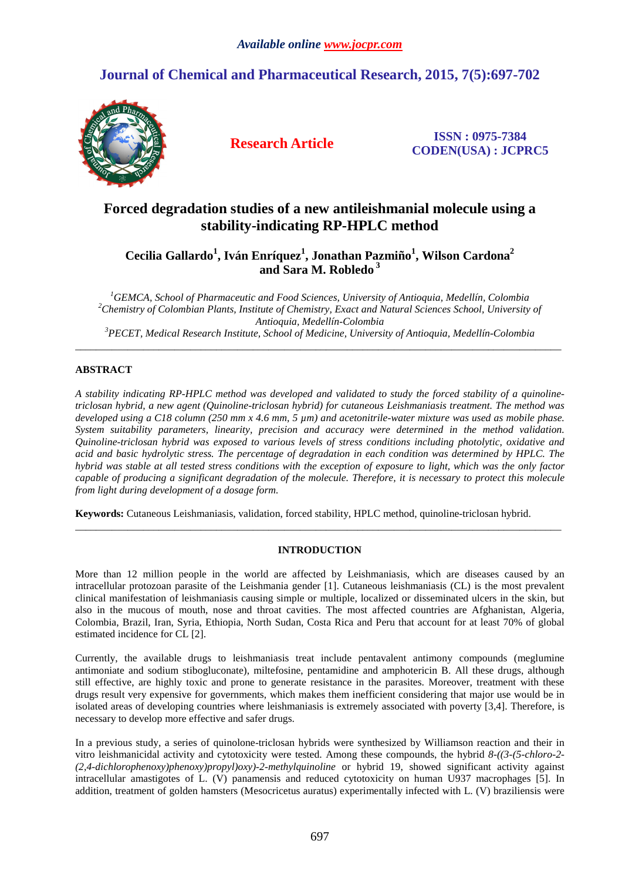# Forced degradation studies of a new antileishmanial molecule using a stability-indicating RP-HPLC method

**Cecilia Gallardo[1], Iván Enríquez[1], Jonathan Pazmiño[1], Wilson Cardona[2] and Sara M. Robledo[3]**

*[1]GEMCA, School of Pharmaceutic and Food Sciences, University of Antioquia, Medellín, Colombia*
*[2]Chemistry of Colombian Plants, Institute of Chemistry, Exact and Natural Sciences School, University of Antioquia, Medellín-Colombia*
*[3]PECET, Medical Research Institute, School of Medicine, University of Antioquia, Medellín-Colombia*

---

## ABSTRACT

*A stability indicating RP-HPLC method was developed and validated to study the forced stability of a quinoline-triclosan hybrid, a new agent (Quinoline-triclosan hybrid) for cutaneous Leishmaniasis treatment. The method was developed using a C18 column (250 mm x 4.6 mm, 5 µm) and acetonitrile-water mixture was used as mobile phase. System suitability parameters, linearity, precision and accuracy were determined in the method validation. Quinoline-triclosan hybrid was exposed to various levels of stress conditions including photolytic, oxidative and acid and basic hydrolytic stress. The percentage of degradation in each condition was determined by HPLC. The hybrid was stable at all tested stress conditions with the exception of exposure to light, which was the only factor capable of producing a significant degradation of the molecule. Therefore, it is necessary to protect this molecule from light during development of a dosage form.*

**Keywords:** Cutaneous Leishmaniasis, validation, forced stability, HPLC method, quinoline-triclosan hybrid.

---

## INTRODUCTION

More than 12 million people in the world are affected by Leishmaniasis, which are diseases caused by an intracellular protozoan parasite of the Leishmania gender [1]. Cutaneous leishmaniasis (CL) is the most prevalent clinical manifestation of leishmaniasis causing simple or multiple, localized or disseminated ulcers in the skin, but also in the mucous of mouth, nose and throat cavities. The most affected countries are Afghanistan, Algeria, Colombia, Brazil, Iran, Syria, Ethiopia, North Sudan, Costa Rica and Peru that account for at least 70% of global estimated incidence for CL [2].

Currently, the available drugs to leishmaniasis treat include pentavalent antimony compounds (meglumine antimoniate and sodium stibogluconate), miltefosine, pentamidine and amphotericin B. All these drugs, although still effective, are highly toxic and prone to generate resistance in the parasites. Moreover, treatment with these drugs result very expensive for governments, which makes them inefficient considering that major use would be in isolated areas of developing countries where leishmaniasis is extremely associated with poverty [3,4]. Therefore, is necessary to develop more effective and safer drugs.

In a previous study, a series of quinolone-triclosan hybrids were synthesized by Williamson reaction and their in vitro leishmanicidal activity and cytotoxicity were tested. Among these compounds, the hybrid *8-((3-(5-chloro-2-(2,4-dichlorophenoxy)phenoxy)propyl)oxy)-2-methylquinoline* or hybrid 19, showed significant activity against intracellular amastigotes of L. (V) panamensis and reduced cytotoxicity on human U937 macrophages [5]. In addition, treatment of golden hamsters (Mesocricetus auratus) experimentally infected with L. (V) braziliensis were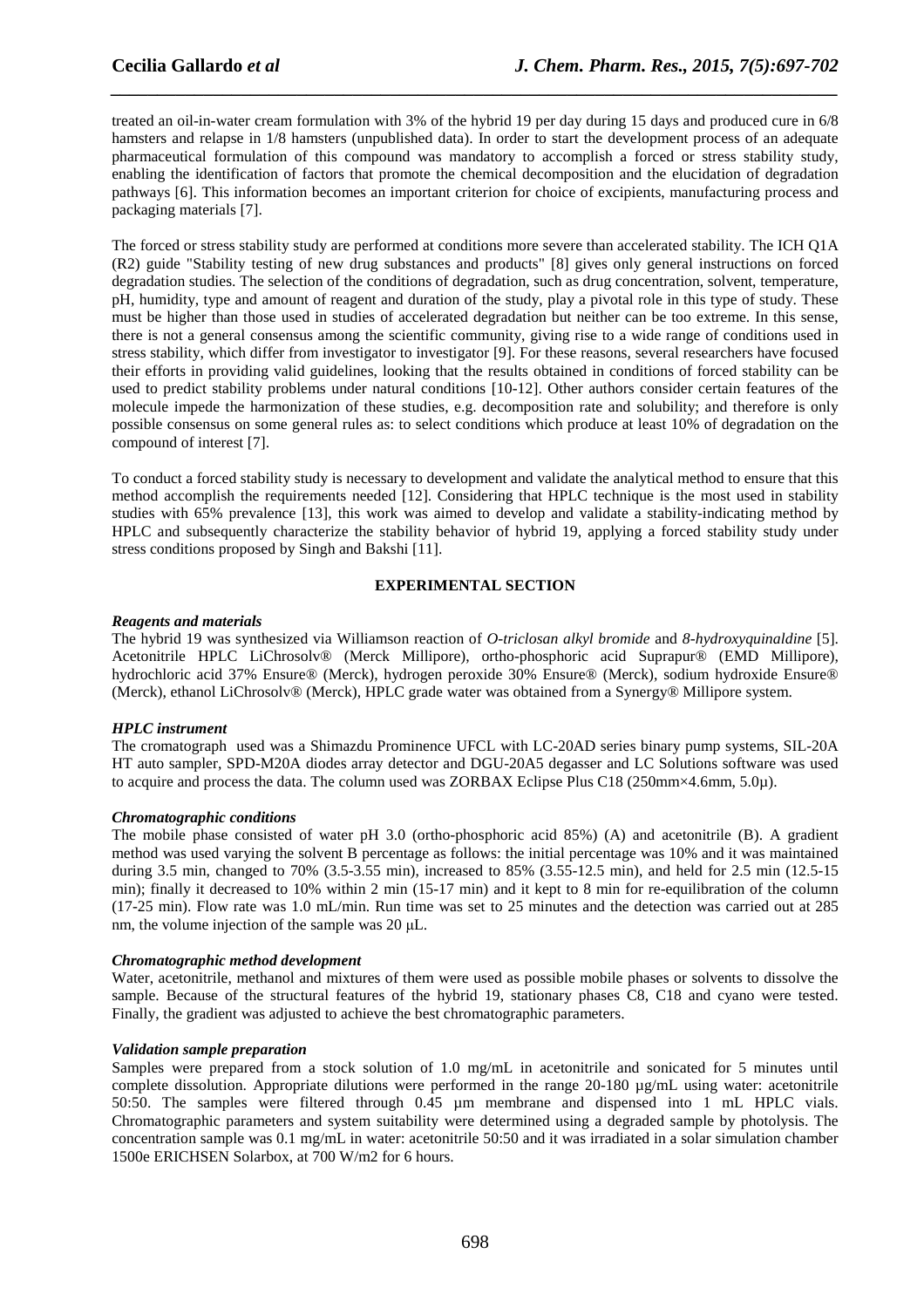treated an oil-in-water cream formulation with 3% of the hybrid 19 per day during 15 days and produced cure in 6/8 hamsters and relapse in 1/8 hamsters (unpublished data). In order to start the development process of an adequate pharmaceutical formulation of this compound was mandatory to accomplish a forced or stress stability study, enabling the identification of factors that promote the chemical decomposition and the elucidation of degradation pathways [6]. This information becomes an important criterion for choice of excipients, manufacturing process and packaging materials [7].

The forced or stress stability study are performed at conditions more severe than accelerated stability. The ICH Q1A (R2) guide "Stability testing of new drug substances and products" [8] gives only general instructions on forced degradation studies. The selection of the conditions of degradation, such as drug concentration, solvent, temperature, pH, humidity, type and amount of reagent and duration of the study, play a pivotal role in this type of study. These must be higher than those used in studies of accelerated degradation but neither can be too extreme. In this sense, there is not a general consensus among the scientific community, giving rise to a wide range of conditions used in stress stability, which differ from investigator to investigator [9]. For these reasons, several researchers have focused their efforts in providing valid guidelines, looking that the results obtained in conditions of forced stability can be used to predict stability problems under natural conditions [10-12]. Other authors consider certain features of the molecule impede the harmonization of these studies, e.g. decomposition rate and solubility; and therefore is only possible consensus on some general rules as: to select conditions which produce at least 10% of degradation on the compound of interest [7].

To conduct a forced stability study is necessary to development and validate the analytical method to ensure that this method accomplish the requirements needed [12]. Considering that HPLC technique is the most used in stability studies with 65% prevalence [13], this work was aimed to develop and validate a stability-indicating method by HPLC and subsequently characterize the stability behavior of hybrid 19, applying a forced stability study under stress conditions proposed by Singh and Bakshi [11].

## EXPERIMENTAL SECTION

### *Reagents and materials*

The hybrid 19 was synthesized via Williamson reaction of *O-triclosan alkyl bromide* and *8-hydroxyquinaldine* [5]. Acetonitrile HPLC LiChrosolv® (Merck Millipore), ortho-phosphoric acid Suprapur® (EMD Millipore), hydrochloric acid 37% Ensure® (Merck), hydrogen peroxide 30% Ensure® (Merck), sodium hydroxide Ensure® (Merck), ethanol LiChrosolv® (Merck), HPLC grade water was obtained from a Synergy® Millipore system.

### *HPLC instrument*

The cromatograph used was a Shimazdu Prominence UFCL with LC-20AD series binary pump systems, SIL-20A HT auto sampler, SPD-M20A diodes array detector and DGU-20A5 degasser and LC Solutions software was used to acquire and process the data. The column used was ZORBAX Eclipse Plus C18 (250mm×4.6mm, 5.0µ).

### *Chromatographic conditions*

The mobile phase consisted of water pH 3.0 (ortho-phosphoric acid 85%) (A) and acetonitrile (B). A gradient method was used varying the solvent B percentage as follows: the initial percentage was 10% and it was maintained during 3.5 min, changed to 70% (3.5-3.55 min), increased to 85% (3.55-12.5 min), and held for 2.5 min (12.5-15 min); finally it decreased to 10% within 2 min (15-17 min) and it kept to 8 min for re-equilibration of the column (17-25 min). Flow rate was 1.0 mL/min. Run time was set to 25 minutes and the detection was carried out at 285 nm, the volume injection of the sample was 20 µL.

### *Chromatographic method development*

Water, acetonitrile, methanol and mixtures of them were used as possible mobile phases or solvents to dissolve the sample. Because of the structural features of the hybrid 19, stationary phases C8, C18 and cyano were tested. Finally, the gradient was adjusted to achieve the best chromatographic parameters.

### *Validation sample preparation*

Samples were prepared from a stock solution of 1.0 mg/mL in acetonitrile and sonicated for 5 minutes until complete dissolution. Appropriate dilutions were performed in the range 20-180 µg/mL using water: acetonitrile 50:50. The samples were filtered through 0.45 µm membrane and dispensed into 1 mL HPLC vials. Chromatographic parameters and system suitability were determined using a degraded sample by photolysis. The concentration sample was 0.1 mg/mL in water: acetonitrile 50:50 and it was irradiated in a solar simulation chamber 1500e ERICHSEN Solarbox, at 700 W/m2 for 6 hours.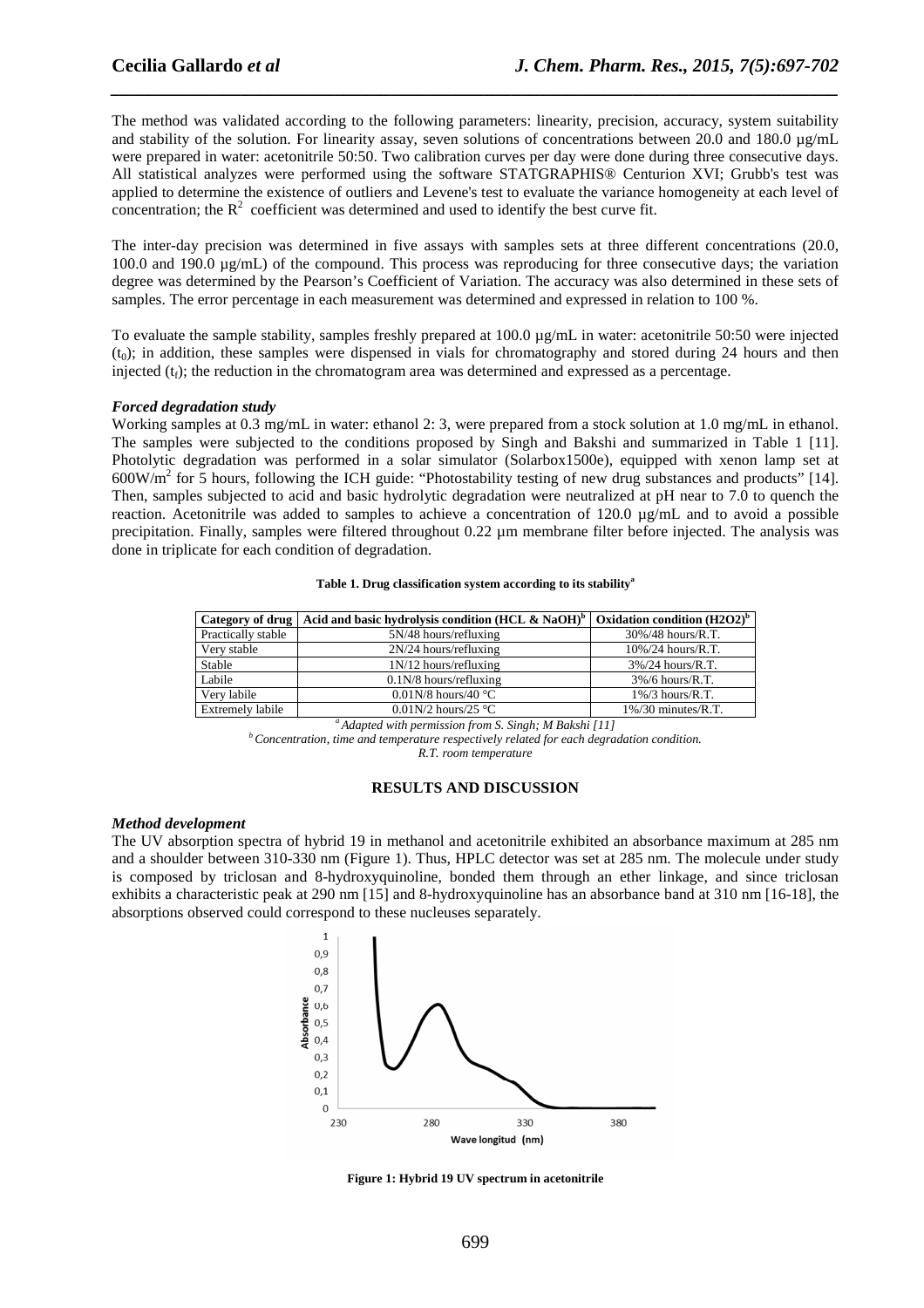The method was validated according to the following parameters: linearity, precision, accuracy, system suitability and stability of the solution. For linearity assay, seven solutions of concentrations between 20.0 and 180.0 µg/mL were prepared in water: acetonitrile 50:50. Two calibration curves per day were done during three consecutive days. All statistical analyzes were performed using the software STATGRAPHIS® Centurion XVI; Grubb's test was applied to determine the existence of outliers and Levene's test to evaluate the variance homogeneity at each level of concentration; the $R^2$ coefficient was determined and used to identify the best curve fit.

The inter-day precision was determined in five assays with samples sets at three different concentrations (20.0, 100.0 and 190.0 µg/mL) of the compound. This process was reproducing for three consecutive days; the variation degree was determined by the Pearson's Coefficient of Variation. The accuracy was also determined in these sets of samples. The error percentage in each measurement was determined and expressed in relation to 100 %.

To evaluate the sample stability, samples freshly prepared at 100.0 µg/mL in water: acetonitrile 50:50 were injected ($t_0$); in addition, these samples were dispensed in vials for chromatography and stored during 24 hours and then injected ($t_f$); the reduction in the chromatogram area was determined and expressed as a percentage.

### *Forced degradation study*

Working samples at 0.3 mg/mL in water: ethanol 2: 3, were prepared from a stock solution at 1.0 mg/mL in ethanol. The samples were subjected to the conditions proposed by Singh and Bakshi and summarized in Table 1 [11]. Photolytic degradation was performed in a solar simulator (Solarbox1500e), equipped with xenon lamp set at $600W/m^2$ for 5 hours, following the ICH guide: "Photostability testing of new drug substances and products" [14]. Then, samples subjected to acid and basic hydrolytic degradation were neutralized at pH near to 7.0 to quench the reaction. Acetonitrile was added to samples to achieve a concentration of 120.0 µg/mL and to avoid a possible precipitation. Finally, samples were filtered throughout 0.22 µm membrane filter before injected. The analysis was done in triplicate for each condition of degradation.

**Table 1. Drug classification system according to its stability[a]**

| Category of drug | Acid and basic hydrolysis condition (HCL & NaOH)[b] | Oxidation condition (H2O2)[b] |
|---|---|---|
| Practically stable | 5N/48 hours/refluxing | 30%/48 hours/R.T. |
| Very stable | 2N/24 hours/refluxing | 10%/24 hours/R.T. |
| Stable | 1N/12 hours/refluxing | 3%/24 hours/R.T. |
| Labile | 0.1N/8 hours/refluxing | 3%/6 hours/R.T. |
| Very labile | 0.01N/8 hours/40 °C | 1%/3 hours/R.T. |
| Extremely labile | 0.01N/2 hours/25 °C | 1%/30 minutes/R.T. |

[a] *Adapted with permission from S. Singh; M Bakshi [11]*
[b] *Concentration, time and temperature respectively related for each degradation condition.*
*R.T. room temperature*

## RESULTS AND DISCUSSION

### *Method development*

The UV absorption spectra of hybrid 19 in methanol and acetonitrile exhibited an absorbance maximum at 285 nm and a shoulder between 310-330 nm (Figure 1). Thus, HPLC detector was set at 285 nm. The molecule under study is composed by triclosan and 8-hydroxyquinoline, bonded them through an ether linkage, and since triclosan exhibits a characteristic peak at 290 nm [15] and 8-hydroxyquinoline has an absorbance band at 310 nm [16-18], the absorptions observed could correspond to these nucleuses separately.

**Figure 1: Hybrid 19 UV spectrum in acetonitrile**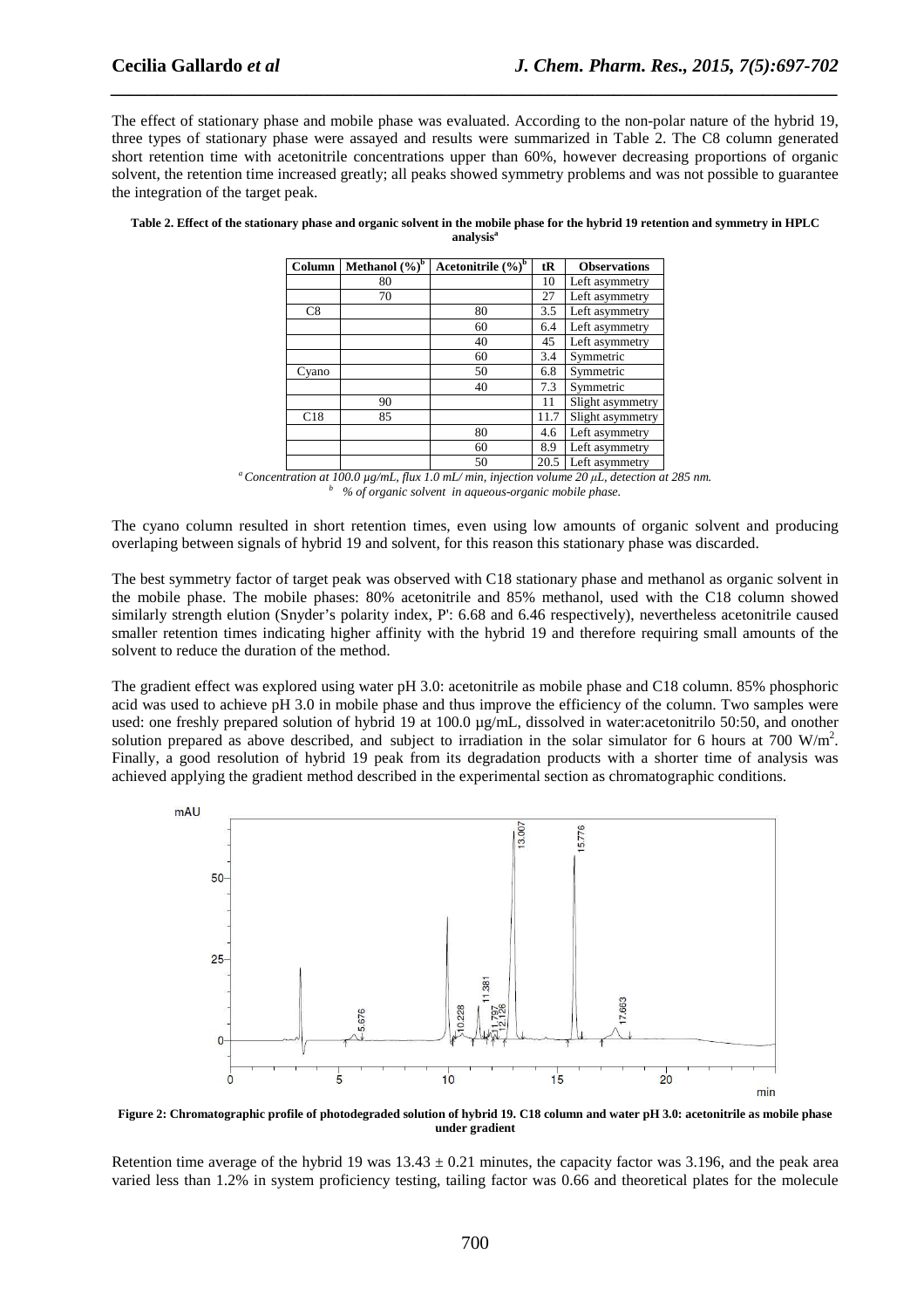The effect of stationary phase and mobile phase was evaluated. According to the non-polar nature of the hybrid 19, three types of stationary phase were assayed and results were summarized in Table 2. The C8 column generated short retention time with acetonitrile concentrations upper than 60%, however decreasing proportions of organic solvent, the retention time increased greatly; all peaks showed symmetry problems and was not possible to guarantee the integration of the target peak.

**Table 2. Effect of the stationary phase and organic solvent in the mobile phase for the hybrid 19 retention and symmetry in HPLC analysis[a]**

| Column | Methanol (%)[b] | Acetonitrile (%)[b] | tR | Observations |
|---|---|---|---|---|
| | 80 | | 10 | Left asymmetry |
| | 70 | | 27 | Left asymmetry |
| C8 | | 80 | 3.5 | Left asymmetry |
| | | 60 | 6.4 | Left asymmetry |
| | | 40 | 45 | Left asymmetry |
| | | 60 | 3.4 | Symmetric |
| Cyano | | 50 | 6.8 | Symmetric |
| | | 40 | 7.3 | Symmetric |
| | 90 | | 11 | Slight asymmetry |
| C18 | 85 | | 11.7 | Slight asymmetry |
| | | 80 | 4.6 | Left asymmetry |
| | | 60 | 8.9 | Left asymmetry |
| | | 50 | 20.5 | Left asymmetry |

*[a] Concentration at 100.0 µg/mL, flux 1.0 mL/ min, injection volume 20 µL, detection at 285 nm.*
*[b] % of organic solvent in aqueous-organic mobile phase.*

The cyano column resulted in short retention times, even using low amounts of organic solvent and producing overlaping between signals of hybrid 19 and solvent, for this reason this stationary phase was discarded.

The best symmetry factor of target peak was observed with C18 stationary phase and methanol as organic solvent in the mobile phase. The mobile phases: 80% acetonitrile and 85% methanol, used with the C18 column showed similarly strength elution (Snyder's polarity index, P': 6.68 and 6.46 respectively), nevertheless acetonitrile caused smaller retention times indicating higher affinity with the hybrid 19 and therefore requiring small amounts of the solvent to reduce the duration of the method.

The gradient effect was explored using water pH 3.0: acetonitrile as mobile phase and C18 column. 85% phosphoric acid was used to achieve pH 3.0 in mobile phase and thus improve the efficiency of the column. Two samples were used: one freshly prepared solution of hybrid 19 at 100.0 µg/mL, dissolved in water:acetonitrilo 50:50, and onother solution prepared as above described, and subject to irradiation in the solar simulator for 6 hours at 700 W/m$^2$. Finally, a good resolution of hybrid 19 peak from its degradation products with a shorter time of analysis was achieved applying the gradient method described in the experimental section as chromatographic conditions.

**Figure 2: Chromatographic profile of photodegraded solution of hybrid 19. C18 column and water pH 3.0: acetonitrile as mobile phase under gradient**

Retention time average of the hybrid 19 was $13.43 \pm 0.21$ minutes, the capacity factor was 3.196, and the peak area varied less than 1.2% in system proficiency testing, tailing factor was 0.66 and theoretical plates for the molecule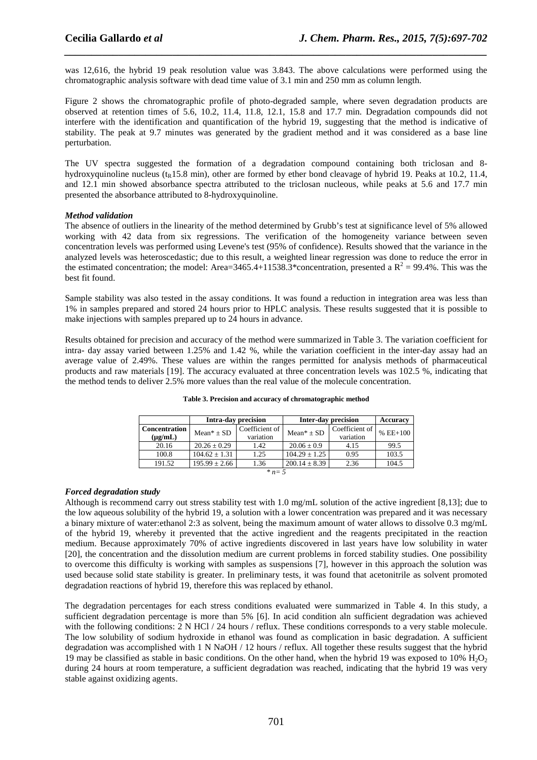was 12,616, the hybrid 19 peak resolution value was 3.843. The above calculations were performed using the chromatographic analysis software with dead time value of 3.1 min and 250 mm as column length.

Figure 2 shows the chromatographic profile of photo-degraded sample, where seven degradation products are observed at retention times of 5.6, 10.2, 11.4, 11.8, 12.1, 15.8 and 17.7 min. Degradation compounds did not interfere with the identification and quantification of the hybrid 19, suggesting that the method is indicative of stability. The peak at 9.7 minutes was generated by the gradient method and it was considered as a base line perturbation.

The UV spectra suggested the formation of a degradation compound containing both triclosan and 8-hydroxyquinoline nucleus ($t_R$15.8 min), other are formed by ether bond cleavage of hybrid 19. Peaks at 10.2, 11.4, and 12.1 min showed absorbance spectra attributed to the triclosan nucleous, while peaks at 5.6 and 17.7 min presented the absorbance attributed to 8-hydroxyquinoline.

### *Method validation*

The absence of outliers in the linearity of the method determined by Grubb's test at significance level of 5% allowed working with 42 data from six regressions. The verification of the homogeneity variance between seven concentration levels was performed using Levene's test (95% of confidence). Results showed that the variance in the analyzed levels was heteroscedastic; due to this result, a weighted linear regression was done to reduce the error in the estimated concentration; the model: Area=3465.4+11538.3*concentration, presented a $R^2$ = 99.4%. This was the best fit found.

Sample stability was also tested in the assay conditions. It was found a reduction in integration area was less than 1% in samples prepared and stored 24 hours prior to HPLC analysis. These results suggested that it is possible to make injections with samples prepared up to 24 hours in advance.

Results obtained for precision and accuracy of the method were summarized in Table 3. The variation coefficient for intra- day assay varied between 1.25% and 1.42 %, while the variation coefficient in the inter-day assay had an average value of 2.49%. These values are within the ranges permitted for analysis methods of pharmaceutical products and raw materials [19]. The accuracy evaluated at three concentration levels was 102.5 %, indicating that the method tends to deliver 2.5% more values than the real value of the molecule concentration.

**Table 3. Precision and accuracy of chromatographic method**

| | Intra-day precision | | Inter-day precision | | Accuracy |
|---|---|---|---|---|---|
| **Concentration (µg/mL)** | Mean* ± SD | Coefficient of variation | Mean* ± SD | Coefficient of variation | % EE+100 |
| 20.16 | 20.26 ± 0.29 | 1.42 | 20.06 ± 0.9 | 4.15 | 99.5 |
| 100.8 | 104.62 ± 1.31 | 1.25 | 104.29 ± 1.25 | 0.95 | 103.5 |
| 191.52 | 195.99 ± 2.66 | 1.36 | 200.14 ± 8.39 | 2.36 | 104.5 |

*\* n= 5*

### *Forced degradation study*

Although is recommend carry out stress stability test with 1.0 mg/mL solution of the active ingredient [8,13]; due to the low aqueous solubility of the hybrid 19, a solution with a lower concentration was prepared and it was necessary a binary mixture of water:ethanol 2:3 as solvent, being the maximum amount of water allows to dissolve 0.3 mg/mL of the hybrid 19, whereby it prevented that the active ingredient and the reagents precipitated in the reaction medium. Because approximately 70% of active ingredients discovered in last years have low solubility in water [20], the concentration and the dissolution medium are current problems in forced stability studies. One possibility to overcome this difficulty is working with samples as suspensions [7], however in this approach the solution was used because solid state stability is greater. In preliminary tests, it was found that acetonitrile as solvent promoted degradation reactions of hybrid 19, therefore this was replaced by ethanol.

The degradation percentages for each stress conditions evaluated were summarized in Table 4. In this study, a sufficient degradation percentage is more than 5% [6]. In acid condition aln sufficient degradation was achieved with the following conditions: 2 N HCl / 24 hours / reflux. These conditions corresponds to a very stable molecule. The low solubility of sodium hydroxide in ethanol was found as complication in basic degradation. A sufficient degradation was accomplished with 1 N NaOH / 12 hours / reflux. All together these results suggest that the hybrid 19 may be classified as stable in basic conditions. On the other hand, when the hybrid 19 was exposed to 10% $H_2O_2$ during 24 hours at room temperature, a sufficient degradation was reached, indicating that the hybrid 19 was very stable against oxidizing agents.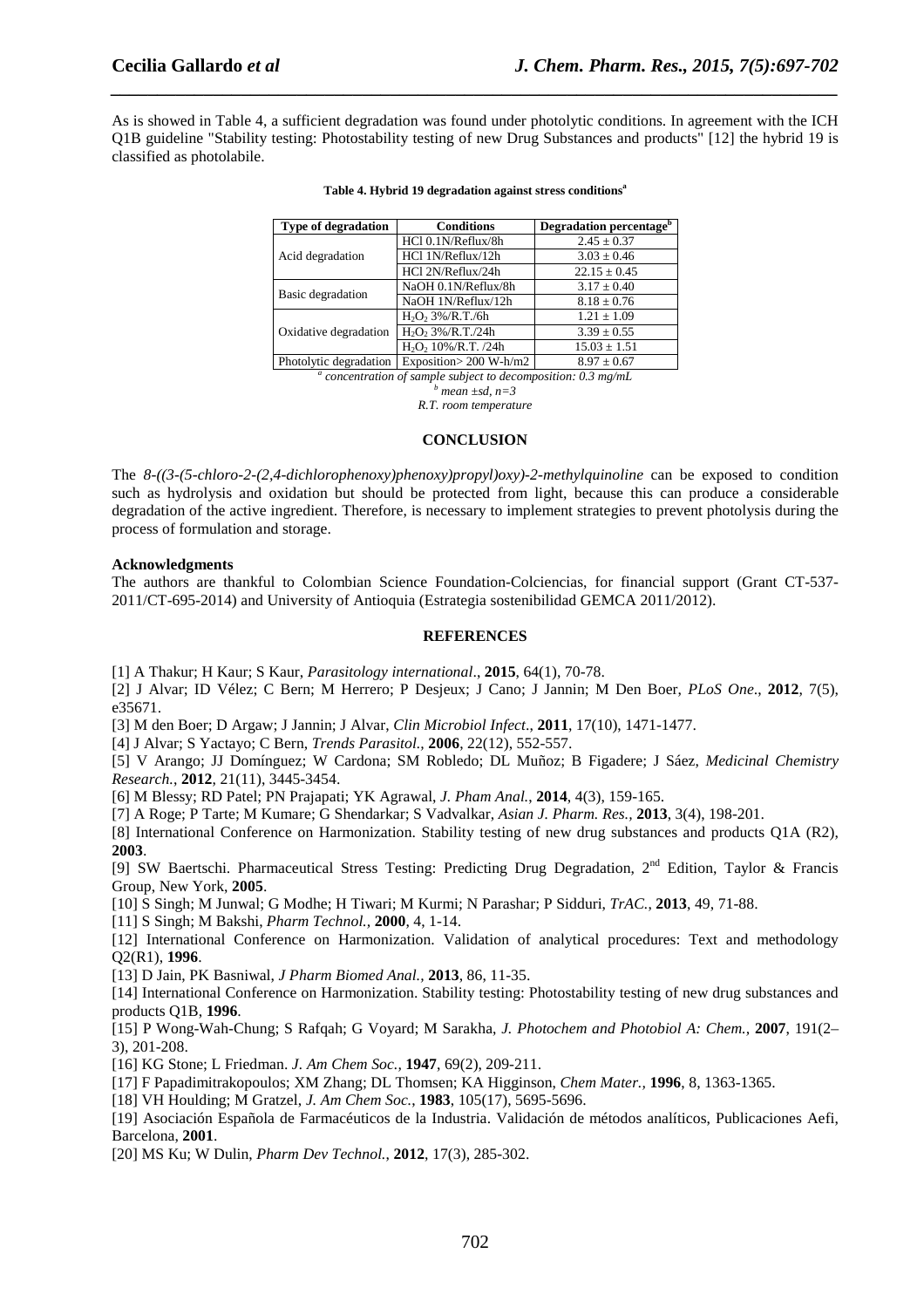As is showed in Table 4, a sufficient degradation was found under photolytic conditions. In agreement with the ICH Q1B guideline "Stability testing: Photostability testing of new Drug Substances and products" [12] the hybrid 19 is classified as photolabile.

**Table 4. Hybrid 19 degradation against stress conditions[a]**

| Type of degradation | Conditions | Degradation percentage[b] |
|---|---|---|
| Acid degradation | HCl 0.1N/Reflux/8h | 2.45 ± 0.37 |
| | HCl 1N/Reflux/12h | 3.03 ± 0.46 |
| | HCl 2N/Reflux/24h | 22.15 ± 0.45 |
| Basic degradation | NaOH 0.1N/Reflux/8h | 3.17 ± 0.40 |
| | NaOH 1N/Reflux/12h | 8.18 ± 0.76 |
| Oxidative degradation | $H_2O_2$ 3%/R.T./6h | 1.21 ± 1.09 |
| | $H_2O_2$ 3%/R.T./24h | 3.39 ± 0.55 |
| | $H_2O_2$ 10%/R.T. /24h | 15.03 ± 1.51 |
| Photolytic degradation | Exposition> 200 W-h/m2 | 8.97 ± 0.67 |

*[a] concentration of sample subject to decomposition: 0.3 mg/mL*
*[b] mean ±sd, n=3*
*R.T. room temperature*

## CONCLUSION

The *8-((3-(5-chloro-2-(2,4-dichlorophenoxy)phenoxy)propyl)oxy)-2-methylquinoline* can be exposed to condition such as hydrolysis and oxidation but should be protected from light, because this can produce a considerable degradation of the active ingredient. Therefore, is necessary to implement strategies to prevent photolysis during the process of formulation and storage.

### Acknowledgments

The authors are thankful to Colombian Science Foundation-Colciencias, for financial support (Grant CT-537-2011/CT-695-2014) and University of Antioquia (Estrategia sostenibilidad GEMCA 2011/2012).

## REFERENCES

[1] A Thakur; H Kaur; S Kaur, *Parasitology international*., **2015**, 64(1), 70-78.

[2] J Alvar; ID Vélez; C Bern; M Herrero; P Desjeux; J Cano; J Jannin; M Den Boer, *PLoS One*., **2012**, 7(5), e35671.

[3] M den Boer; D Argaw; J Jannin; J Alvar, *Clin Microbiol Infect*., **2011**, 17(10), 1471-1477.

[4] J Alvar; S Yactayo; C Bern, *Trends Parasitol.,* **2006**, 22(12), 552-557.

[5] V Arango; JJ Domínguez; W Cardona; SM Robledo; DL Muñoz; B Figadere; J Sáez, *Medicinal Chemistry Research.*, **2012**, 21(11), 3445-3454.

[6] M Blessy; RD Patel; PN Prajapati; YK Agrawal, *J. Pham Anal.*, **2014**, 4(3), 159-165.

[7] A Roge; P Tarte; M Kumare; G Shendarkar; S Vadvalkar, *Asian J. Pharm. Res.*, **2013**, 3(4), 198-201.

[8] International Conference on Harmonization. Stability testing of new drug substances and products Q1A (R2), **2003**.

[9] SW Baertschi. Pharmaceutical Stress Testing: Predicting Drug Degradation, 2nd Edition, Taylor & Francis Group, New York, **2005**.

[10] S Singh; M Junwal; G Modhe; H Tiwari; M Kurmi; N Parashar; P Sidduri, *TrAC.*, **2013**, 49, 71-88.

[11] S Singh; M Bakshi, *Pharm Technol.,* **2000**, 4, 1-14.

[12] International Conference on Harmonization. Validation of analytical procedures: Text and methodology Q2(R1), **1996**.

[13] D Jain, PK Basniwal, *J Pharm Biomed Anal.,* **2013**, 86, 11-35.

[14] International Conference on Harmonization. Stability testing: Photostability testing of new drug substances and products Q1B, **1996**.

[15] P Wong-Wah-Chung; S Rafqah; G Voyard; M Sarakha, *J. Photochem and Photobiol A: Chem.,* **2007**, 191(2–3), 201-208.

[16] KG Stone; L Friedman. *J. Am Chem Soc.,* **1947**, 69(2), 209-211.

[17] F Papadimitrakopoulos; XM Zhang; DL Thomsen; KA Higginson, *Chem Mater.,* **1996**, 8, 1363-1365.

[18] VH Houlding; M Gratzel, *J. Am Chem Soc.*, **1983**, 105(17), 5695-5696.

[19] Asociación Española de Farmacéuticos de la Industria. Validación de métodos analíticos, Publicaciones Aefi, Barcelona, **2001**.

[20] MS Ku; W Dulin, *Pharm Dev Technol.*, **2012**, 17(3), 285-302.